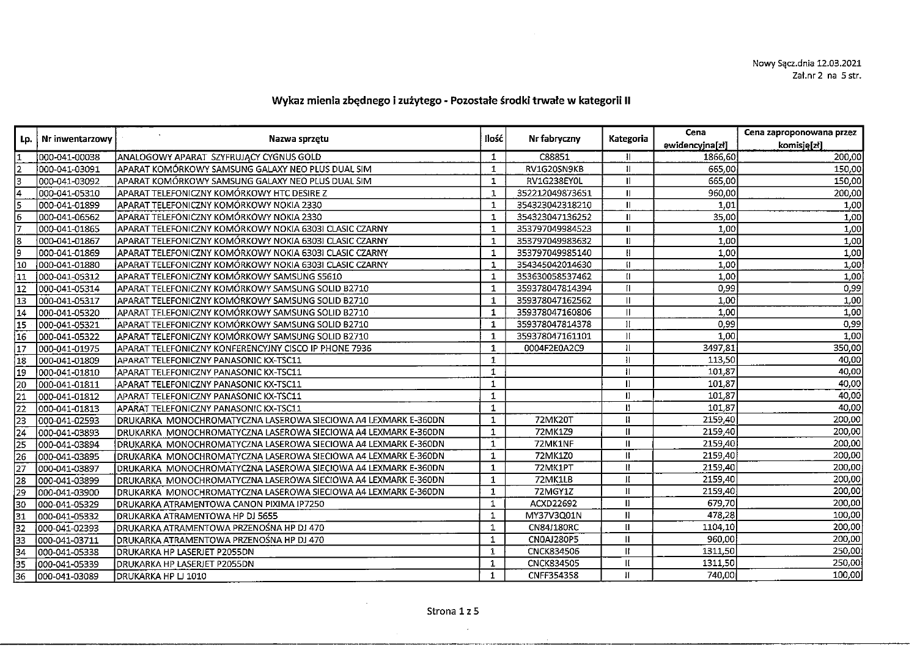Nowy Sącz.dnia 12.03.2021
Zał.nr 2 na 5 str.

## Wykaz mienia zbędnego i zużytego - Pozostałe środki trwałe w kategorii II

| Lp. | Nr inwentarzowy | Nazwa sprzętu | Ilość | Nr fabryczny | Kategoria | Cena ewidencyjna[zł] | Cena zaproponowana przez komisję[zł] |
|---|---|---|---|---|---|---|---|
| 1 | 000-041-00038 | ANALOGOWY APARAT SZYFRUJĄCY CYGNUS GOLD | 1 | C88851 | II | 1866,60 | 200,00 |
| 2 | 000-041-03091 | APARAT KOMÓRKOWY SAMSUNG GALAXY NEO PLUS DUAL SIM | 1 | RV1G20SN9KB | II | 665,00 | 150,00 |
| 3 | 000-041-03092 | APARAT KOMÓRKOWY SAMSUNG GALAXY NEO PLUS DUAL SIM | 1 | RV1G238EY0L | II | 665,00 | 150,00 |
| 4 | 000-041-05310 | APARAT TELEFONICZNY KOMÓRKOWY HTC DESIRE Z | 1 | 352212049873651 | II | 960,00 | 200,00 |
| 5 | 000-041-01899 | APARAT TELEFONICZNY KOMÓRKOWY NOKIA 2330 | 1 | 354323042318210 | II | 1,01 | 1,00 |
| 6 | 000-041-06562 | APARAT TELEFONICZNY KOMÓRKOWY NOKIA 2330 | 1 | 354323047136252 | II | 35,00 | 1,00 |
| 7 | 000-041-01865 | APARAT TELEFONICZNY KOMÓRKOWY NOKIA 6303I CLASIC CZARNY | 1 | 353797049984523 | II | 1,00 | 1,00 |
| 8 | 000-041-01867 | APARAT TELEFONICZNY KOMÓRKOWY NOKIA 6303I CLASIC CZARNY | 1 | 353797049983632 | II | 1,00 | 1,00 |
| 9 | 000-041-01869 | APARAT TELEFONICZNY KOMÓRKOWY NOKIA 6303I CLASIC CZARNY | 1 | 353797049985140 | II | 1,00 | 1,00 |
| 10 | 000-041-01880 | APARAT TELEFONICZNY KOMÓRKOWY NOKIA 6303I CLASIC CZARNY | 1 | 354345042014630 | II | 1,00 | 1,00 |
| 11 | 000-041-05312 | APARAT TELEFONICZNY KOMÓRKOWY SAMSUNG S5610 | 1 | 353630058537462 | II | 1,00 | 1,00 |
| 12 | 000-041-05314 | APARAT TELEFONICZNY KOMÓRKOWY SAMSUNG SOLID B2710 | 1 | 359378047814394 | II | 0,99 | 0,99 |
| 13 | 000-041-05317 | APARAT TELEFONICZNY KOMÓRKOWY SAMSUNG SOLID B2710 | 1 | 359378047162562 | II | 1,00 | 1,00 |
| 14 | 000-041-05320 | APARAT TELEFONICZNY KOMÓRKOWY SAMSUNG SOLID B2710 | 1 | 359378047160806 | II | 1,00 | 1,00 |
| 15 | 000-041-05321 | APARAT TELEFONICZNY KOMÓRKOWY SAMSUNG SOLID B2710 | 1 | 359378047814378 | II | 0,99 | 0,99 |
| 16 | 000-041-05322 | APARAT TELEFONICZNY KOMÓRKOWY SAMSUNG SOLID B2710 | 1 | 359378047161101 | II | 1,00 | 1,00 |
| 17 | 000-041-01975 | APARAT TELEFONICZNY KONFERENCYJNY CISCO IP PHONE 7936 | 1 | 0004F2E0A2C9 | II | 3497,81 | 350,00 |
| 18 | 000-041-01809 | APARAT TELEFONICZNY PANASONIC KX-TSC11 | 1 | | II | 113,50 | 40,00 |
| 19 | 000-041-01810 | APARAT TELEFONICZNY PANASONIC KX-TSC11 | 1 | | II | 101,87 | 40,00 |
| 20 | 000-041-01811 | APARAT TELEFONICZNY PANASONIC KX-TSC11 | 1 | | II | 101,87 | 40,00 |
| 21 | 000-041-01812 | APARAT TELEFONICZNY PANASONIC KX-TSC11 | 1 | | II | 101,87 | 40,00 |
| 22 | 000-041-01813 | APARAT TELEFONICZNY PANASONIC KX-TSC11 | 1 | | II | 101,87 | 40,00 |
| 23 | 000-041-02593 | DRUKARKA MONOCHROMATYCZNA LASEROWA SIECIOWA A4 LEXMARK E-360DN | 1 | 72MK20T | II | 2159,40 | 200,00 |
| 24 | 000-041-03893 | DRUKARKA MONOCHROMATYCZNA LASEROWA SIECIOWA A4 LEXMARK E-360DN | 1 | 72MK1Z9 | II | 2159,40 | 200,00 |
| 25 | 000-041-03894 | DRUKARKA MONOCHROMATYCZNA LASEROWA SIECIOWA A4 LEXMARK E-360DN | 1 | 72MK1NF | II | 2159,40 | 200,00 |
| 26 | 000-041-03895 | DRUKARKA MONOCHROMATYCZNA LASEROWA SIECIOWA A4 LEXMARK E-360DN | 1 | 72MK1Z0 | II | 2159,40 | 200,00 |
| 27 | 000-041-03897 | DRUKARKA MONOCHROMATYCZNA LASEROWA SIECIOWA A4 LEXMARK E-360DN | 1 | 72MK1PT | II | 2159,40 | 200,00 |
| 28 | 000-041-03899 | DRUKARKA MONOCHROMATYCZNA LASEROWA SIECIOWA A4 LEXMARK E-360DN | 1 | 72MK1LB | II | 2159,40 | 200,00 |
| 29 | 000-041-03900 | DRUKARKA MONOCHROMATYCZNA LASEROWA SIECIOWA A4 LEXMARK E-360DN | 1 | 72MGY1Z | II | 2159,40 | 200,00 |
| 30 | 000-041-05329 | DRUKARKA ATRAMENTOWA CANON PIXIMA IP7250 | 1 | ACXD22692 | II | 679,70 | 200,00 |
| 31 | 000-041-05332 | DRUKARKA ATRAMENTOWA HP DJ 5655 | 1 | MY37V3Q01N | II | 478,28 | 100,00 |
| 32 | 000-041-02393 | DRUKARKA ATRAMENTOWA PRZENOŚNA HP DJ 470 | 1 | CN84J180RC | II | 1104,10 | 200,00 |
| 33 | 000-041-03711 | DRUKARKA ATRAMENTOWA PRZENOŚNA HP DJ 470 | 1 | CN0AJ280P5 | II | 960,00 | 200,00 |
| 34 | 000-041-05338 | DRUKARKA HP LASERJET P2055DN | 1 | CNCK834506 | II | 1311,50 | 250,00 |
| 35 | 000-041-05339 | DRUKARKA HP LASERJET P2055DN | 1 | CNCK834505 | II | 1311,50 | 250,00 |
| 36 | 000-041-03089 | DRUKARKA HP LJ 1010 | 1 | CNFF354358 | II | 740,00 | 100,00 |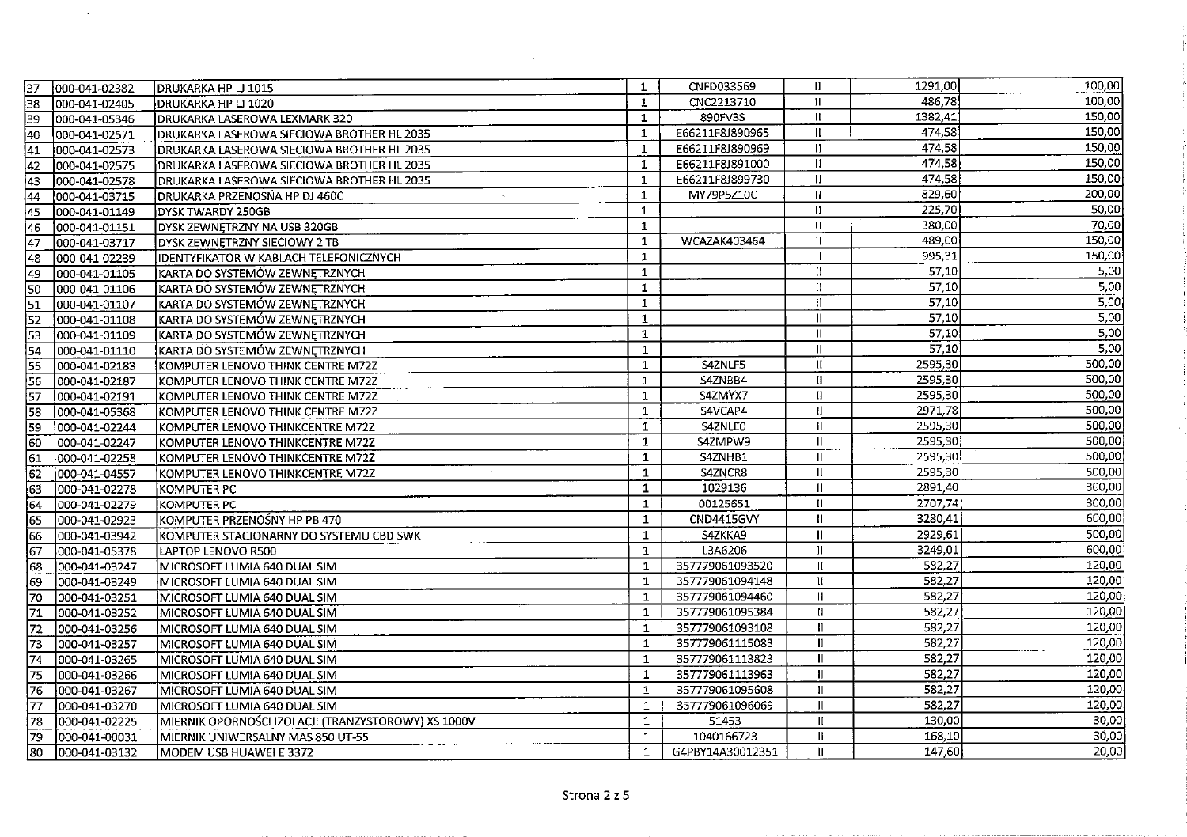| | | | | | | | |
|---|---|---|---|---|---|---|---|
| 37 | 000-041-02382 | DRUKARKA HP LJ 1015 | 1 | CNFD033569 | II | 1291,00 | 100,00 |
| 38 | 000-041-02405 | DRUKARKA HP LJ 1020 | 1 | CNC2213710 | II | 486,78 | 100,00 |
| 39 | 000-041-05346 | DRUKARKA LASEROWA LEXMARK 320 | 1 | 890FV3S | II | 1382,41 | 150,00 |
| 40 | 000-041-02571 | DRUKARKA LASEROWA SIECIOWA BROTHER HL 2035 | 1 | E66211F8J890965 | II | 474,58 | 150,00 |
| 41 | 000-041-02573 | DRUKARKA LASEROWA SIECIOWA BROTHER HL 2035 | 1 | E66211F8J890969 | II | 474,58 | 150,00 |
| 42 | 000-041-02575 | DRUKARKA LASEROWA SIECIOWA BROTHER HL 2035 | 1 | E66211F8J891000 | II | 474,58 | 150,00 |
| 43 | 000-041-02578 | DRUKARKA LASEROWA SIECIOWA BROTHER HL 2035 | 1 | E66211F8J899730 | II | 474,58 | 150,00 |
| 44 | 000-041-03715 | DRUKARKA PRZENOŚNA HP DJ 460C | 1 | MY79P5Z10C | II | 829,60 | 200,00 |
| 45 | 000-041-01149 | DYSK TWARDY 250GB | 1 | | II | 225,70 | 50,00 |
| 46 | 000-041-01151 | DYSK ZEWNĘTRZNY NA USB 320GB | 1 | | II | 380,00 | 70,00 |
| 47 | 000-041-03717 | DYSK ZEWNĘTRZNY SIECIOWY 2 TB | 1 | WCAZAK403464 | II | 489,00 | 150,00 |
| 48 | 000-041-02239 | IDENTYFIKATOR W KABLACH TELEFONICZNYCH | 1 | | II | 995,31 | 150,00 |
| 49 | 000-041-01105 | KARTA DO SYSTEMÓW ZEWNĘTRZNYCH | 1 | | II | 57,10 | 5,00 |
| 50 | 000-041-01106 | KARTA DO SYSTEMÓW ZEWNĘTRZNYCH | 1 | | II | 57,10 | 5,00 |
| 51 | 000-041-01107 | KARTA DO SYSTEMÓW ZEWNĘTRZNYCH | 1 | | II | 57,10 | 5,00 |
| 52 | 000-041-01108 | KARTA DO SYSTEMÓW ZEWNĘTRZNYCH | 1 | | II | 57,10 | 5,00 |
| 53 | 000-041-01109 | KARTA DO SYSTEMÓW ZEWNĘTRZNYCH | 1 | | II | 57,10 | 5,00 |
| 54 | 000-041-01110 | KARTA DO SYSTEMÓW ZEWNĘTRZNYCH | 1 | | II | 57,10 | 5,00 |
| 55 | 000-041-02183 | KOMPUTER LENOVO THINK CENTRE M72Z | 1 | S4ZNLF5 | II | 2595,30 | 500,00 |
| 56 | 000-041-02187 | KOMPUTER LENOVO THINK CENTRE M72Z | 1 | S4ZNBB4 | II | 2595,30 | 500,00 |
| 57 | 000-041-02191 | KOMPUTER LENOVO THINK CENTRE M72Z | 1 | S4ZMYX7 | II | 2595,30 | 500,00 |
| 58 | 000-041-05368 | KOMPUTER LENOVO THINK CENTRE M72Z | 1 | S4VCAP4 | II | 2971,78 | 500,00 |
| 59 | 000-041-02244 | KOMPUTER LENOVO THINKCENTRE M72Z | 1 | S4ZNLE0 | II | 2595,30 | 500,00 |
| 60 | 000-041-02247 | KOMPUTER LENOVO THINKCENTRE M72Z | 1 | S4ZMPW9 | II | 2595,30 | 500,00 |
| 61 | 000-041-02258 | KOMPUTER LENOVO THINKCENTRE M72Z | 1 | S4ZNHB1 | II | 2595,30 | 500,00 |
| 62 | 000-041-04557 | KOMPUTER LENOVO THINKCENTRE M72Z | 1 | S4ZNCR8 | II | 2595,30 | 500,00 |
| 63 | 000-041-02278 | KOMPUTER PC | 1 | 1029136 | II | 2891,40 | 300,00 |
| 64 | 000-041-02279 | KOMPUTER PC | 1 | 00125651 | II | 2707,74 | 300,00 |
| 65 | 000-041-02923 | KOMPUTER PRZENOŚNY HP PB 470 | 1 | CND4415GVY | II | 3280,41 | 600,00 |
| 66 | 000-041-03942 | KOMPUTER STACJONARNY DO SYSTEMU CBD SWK | 1 | S4ZKKA9 | II | 2929,61 | 500,00 |
| 67 | 000-041-05378 | LAPTOP LENOVO R500 | 1 | L3A6206 | II | 3249,01 | 600,00 |
| 68 | 000-041-03247 | MICROSOFT LUMIA 640 DUAL SIM | 1 | 357779061093520 | II | 582,27 | 120,00 |
| 69 | 000-041-03249 | MICROSOFT LUMIA 640 DUAL SIM | 1 | 357779061094148 | II | 582,27 | 120,00 |
| 70 | 000-041-03251 | MICROSOFT LUMIA 640 DUAL SIM | 1 | 357779061094460 | II | 582,27 | 120,00 |
| 71 | 000-041-03252 | MICROSOFT LUMIA 640 DUAL SIM | 1 | 357779061095384 | II | 582,27 | 120,00 |
| 72 | 000-041-03256 | MICROSOFT LUMIA 640 DUAL SIM | 1 | 357779061093108 | II | 582,27 | 120,00 |
| 73 | 000-041-03257 | MICROSOFT LUMIA 640 DUAL SIM | 1 | 357779061115083 | II | 582,27 | 120,00 |
| 74 | 000-041-03265 | MICROSOFT LUMIA 640 DUAL SIM | 1 | 357779061113823 | II | 582,27 | 120,00 |
| 75 | 000-041-03266 | MICROSOFT LUMIA 640 DUAL SIM | 1 | 357779061113963 | II | 582,27 | 120,00 |
| 76 | 000-041-03267 | MICROSOFT LUMIA 640 DUAL SIM | 1 | 357779061095608 | II | 582,27 | 120,00 |
| 77 | 000-041-03270 | MICROSOFT LUMIA 640 DUAL SIM | 1 | 357779061096069 | II | 582,27 | 120,00 |
| 78 | 000-041-02225 | MIERNIK OPORNOŚCI IZOLACJI (TRANZYSTOROWY) XS 1000V | 1 | 51453 | II | 130,00 | 30,00 |
| 79 | 000-041-00031 | MIERNIK UNIWERSALNY MAS 850 UT-55 | 1 | 1040166723 | II | 168,10 | 30,00 |
| 80 | 000-041-03132 | MODEM USB HUAWEI E 3372 | 1 | G4PBY14A30012351 | II | 147,60 | 20,00 |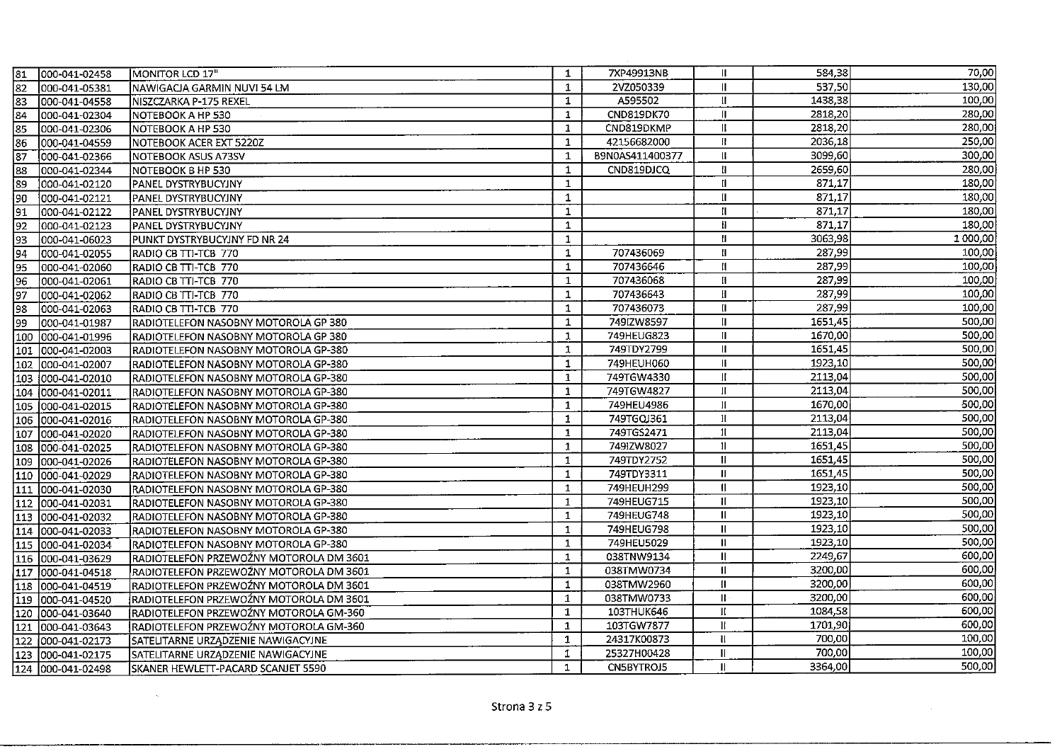| | | | | | | | |
|---|---|---|---|---|---|---|---|
| 81 | 000-041-02458 | MONITOR LCD 17" | 1 | 7XP49913NB | II | 584,38 | 70,00 |
| 82 | 000-041-05381 | NAWIGACJA GARMIN NUVI 54 LM | 1 | 2VZ050339 | II | 537,50 | 130,00 |
| 83 | 000-041-04558 | NISZCZARKA P-175 REXEL | 1 | A595502 | II | 1438,38 | 100,00 |
| 84 | 000-041-02304 | NOTEBOOK A HP 530 | 1 | CND819DK70 | II | 2818,20 | 280,00 |
| 85 | 000-041-02306 | NOTEBOOK A HP 530 | 1 | CND819DKMP | II | 2818,20 | 280,00 |
| 86 | 000-041-04559 | NOTEBOOK ACER EXT 5220Z | 1 | 42156682000 | II | 2036,18 | 250,00 |
| 87 | 000-041-02366 | NOTEBOOK ASUS A73SV | 1 | B9N0AS411400377 | II | 3099,60 | 300,00 |
| 88 | 000-041-02344 | NOTEBOOK B HP 530 | 1 | CND819DJCQ | II | 2659,60 | 280,00 |
| 89 | 000-041-02120 | PANEL DYSTRYBUCYJNY | 1 | | II | 871,17 | 180,00 |
| 90 | 000-041-02121 | PANEL DYSTRYBUCYJNY | 1 | | II | 871,17 | 180,00 |
| 91 | 000-041-02122 | PANEL DYSTRYBUCYJNY | 1 | | II | 871,17 | 180,00 |
| 92 | 000-041-02123 | PANEL DYSTRYBUCYJNY | 1 | | II | 871,17 | 180,00 |
| 93 | 000-041-06023 | PUNKT DYSTRYBUCYJNY FD NR 24 | 1 | | II | 3063,98 | 1 000,00 |
| 94 | 000-041-02055 | RADIO CB TTI-TCB 770 | 1 | 707436069 | II | 287,99 | 100,00 |
| 95 | 000-041-02060 | RADIO CB TTI-TCB 770 | 1 | 707436646 | II | 287,99 | 100,00 |
| 96 | 000-041-02061 | RADIO CB TTI-TCB 770 | 1 | 707436068 | II | 287,99 | 100,00 |
| 97 | 000-041-02062 | RADIO CB TTI-TCB 770 | 1 | 707436643 | II | 287,99 | 100,00 |
| 98 | 000-041-02063 | RADIO CB TTI-TCB 770 | 1 | 707436073 | II | 287,99 | 100,00 |
| 99 | 000-041-01987 | RADIOTELEFON NASOBNY MOTOROLA GP 380 | 1 | 749IZW8597 | II | 1651,45 | 500,00 |
| 100 | 000-041-01996 | RADIOTELEFON NASOBNY MOTOROLA GP 380 | 1 | 749HEUG823 | II | 1670,00 | 500,00 |
| 101 | 000-041-02003 | RADIOTELEFON NASOBNY MOTOROLA GP-380 | 1 | 749TDY2799 | II | 1651,45 | 500,00 |
| 102 | 000-041-02007 | RADIOTELEFON NASOBNY MOTOROLA GP-380 | 1 | 749HEUH060 | II | 1923,10 | 500,00 |
| 103 | 000-041-02010 | RADIOTELEFON NASOBNY MOTOROLA GP-380 | 1 | 749TGW4330 | II | 2113,04 | 500,00 |
| 104 | 000-041-02011 | RADIOTELEFON NASOBNY MOTOROLA GP-380 | 1 | 749TGW4827 | II | 2113,04 | 500,00 |
| 105 | 000-041-02015 | RADIOTELEFON NASOBNY MOTOROLA GP-380 | 1 | 749HEU4986 | II | 1670,00 | 500,00 |
| 106 | 000-041-02016 | RADIOTELEFON NASOBNY MOTOROLA GP-380 | 1 | 749TGQJ361 | II | 2113,04 | 500,00 |
| 107 | 000-041-02020 | RADIOTELEFON NASOBNY MOTOROLA GP-380 | 1 | 749TGS2471 | II | 2113,04 | 500,00 |
| 108 | 000-041-02025 | RADIOTELEFON NASOBNY MOTOROLA GP-380 | 1 | 749IZW8027 | II | 1651,45 | 500,00 |
| 109 | 000-041-02026 | RADIOTELEFON NASOBNY MOTOROLA GP-380 | 1 | 749TDY2752 | II | 1651,45 | 500,00 |
| 110 | 000-041-02029 | RADIOTELEFON NASOBNY MOTOROLA GP-380 | 1 | 749TDY3311 | II | 1651,45 | 500,00 |
| 111 | 000-041-02030 | RADIOTELEFON NASOBNY MOTOROLA GP-380 | 1 | 749HEUH299 | II | 1923,10 | 500,00 |
| 112 | 000-041-02031 | RADIOTELEFON NASOBNY MOTOROLA GP-380 | 1 | 749HEUG715 | II | 1923,10 | 500,00 |
| 113 | 000-041-02032 | RADIOTELEFON NASOBNY MOTOROLA GP-380 | 1 | 749HEUG748 | II | 1923,10 | 500,00 |
| 114 | 000-041-02033 | RADIOTELEFON NASOBNY MOTOROLA GP-380 | 1 | 749HEUG798 | II | 1923,10 | 500,00 |
| 115 | 000-041-02034 | RADIOTELEFON NASOBNY MOTOROLA GP-380 | 1 | 749HEU5029 | II | 1923,10 | 500,00 |
| 116 | 000-041-03629 | RADIOTELEFON PRZEWOŹNY MOTOROLA DM 3601 | 1 | 038TNW9134 | II | 2249,67 | 600,00 |
| 117 | 000-041-04518 | RADIOTELEFON PRZEWOŹNY MOTOROLA DM 3601 | 1 | 038TMW0734 | II | 3200,00 | 600,00 |
| 118 | 000-041-04519 | RADIOTELEFON PRZEWOŹNY MOTOROLA DM 3601 | 1 | 038TMW2960 | II | 3200,00 | 600,00 |
| 119 | 000-041-04520 | RADIOTELEFON PRZEWOŹNY MOTOROLA DM 3601 | 1 | 038TMW0733 | II | 3200,00 | 600,00 |
| 120 | 000-041-03640 | RADIOTELEFON PRZEWOŹNY MOTOROLA GM-360 | 1 | 103THUK646 | II | 1084,58 | 600,00 |
| 121 | 000-041-03643 | RADIOTELEFON PRZEWOŹNY MOTOROLA GM-360 | 1 | 103TGW7877 | II | 1701,90 | 600,00 |
| 122 | 000-041-02173 | SATELITARNE URZĄDZENIE NAWIGACYJNE | 1 | 24317K00873 | II | 700,00 | 100,00 |
| 123 | 000-041-02175 | SATELITARNE URZĄDZENIE NAWIGACYJNE | 1 | 25327H00428 | II | 700,00 | 100,00 |
| 124 | 000-041-02498 | SKANER HEWLETT-PACARD SCANJET 5590 | 1 | CN5BYTROJ5 | II | 3364,00 | 500,00 |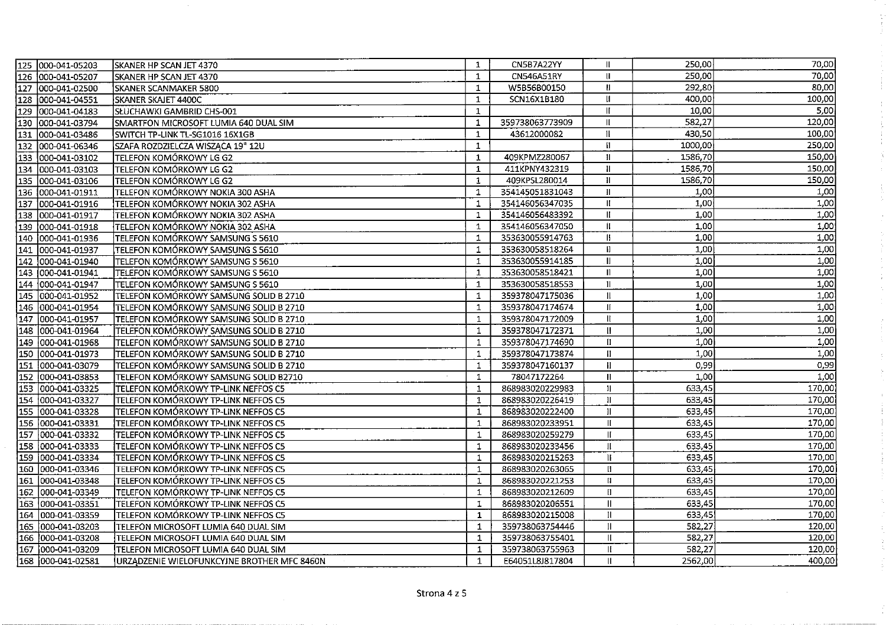| | | | | | | | |
|---|---|---|---|---|---|---|---|
| 125 | 000-041-05203 | SKANER HP SCAN JET 4370 | 1 | CN5B7A22YY | II | 250,00 | 70,00 |
| 126 | 000-041-05207 | SKANER HP SCAN JET 4370 | 1 | CN546A51RY | II | 250,00 | 70,00 |
| 127 | 000-041-02500 | SKANER SCANMAKER 5800 | 1 | W5B56B00150 | II | 292,80 | 80,00 |
| 128 | 000-041-04551 | SKANER SKAJET 4400C | 1 | SCN16X1B180 | II | 400,00 | 100,00 |
| 129 | 000-041-04183 | SŁUCHAWKI GAMBRID CHS-001 | 1 | | II | 10,00 | 5,00 |
| 130 | 000-041-03794 | SMARTFON MICROSOFT LUMIA 640 DUAL SIM | 1 | 359738063773909 | II | 582,27 | 120,00 |
| 131 | 000-041-03486 | SWITCH TP-LINK TL-SG1016 16X1GB | 1 | 43612000082 | II | 430,50 | 100,00 |
| 132 | 000-041-06346 | SZAFA ROZDZIELCZA WISZĄCA 19" 12U | 1 | | II | 1000,00 | 250,00 |
| 133 | 000-041-03102 | TELEFON KOMÓRKOWY LG G2 | 1 | 409KPMZ280067 | II | 1586,70 | 150,00 |
| 134 | 000-041-03103 | TELEFON KOMÓRKOWY LG G2 | 1 | 411KPNY432319 | II | 1586,70 | 150,00 |
| 135 | 000-041-03106 | TELEFON KOMÓRKOWY LG G2 | 1 | 409KPSL280014 | II | 1586,70 | 150,00 |
| 136 | 000-041-01911 | TELEFON KOMÓRKOWY NOKIA 300 ASHA | 1 | 354145051831043 | II | 1,00 | 1,00 |
| 137 | 000-041-01916 | TELEFON KOMÓRKOWY NOKIA 302 ASHA | 1 | 354146056347035 | II | 1,00 | 1,00 |
| 138 | 000-041-01917 | TELEFON KOMÓRKOWY NOKIA 302 ASHA | 1 | 354146056483392 | II | 1,00 | 1,00 |
| 139 | 000-041-01918 | TELEFON KOMÓRKOWY NOKIA 302 ASHA | 1 | 354146056347050 | II | 1,00 | 1,00 |
| 140 | 000-041-01936 | TELEFON KOMÓRKOWY SAMSUNG S 5610 | 1 | 353630055914763 | II | 1,00 | 1,00 |
| 141 | 000-041-01937 | TELEFON KOMÓRKOWY SAMSUNG S 5610 | 1 | 353630058518264 | II | 1,00 | 1,00 |
| 142 | 000-041-01940 | TELEFON KOMÓRKOWY SAMSUNG S 5610 | 1 | 353630055914185 | II | 1,00 | 1,00 |
| 143 | 000-041-01941 | TELEFON KOMÓRKOWY SAMSUNG S 5610 | 1 | 353630058518421 | II | 1,00 | 1,00 |
| 144 | 000-041-01947 | TELEFON KOMÓRKOWY SAMSUNG S 5610 | 1 | 353630058518553 | II | 1,00 | 1,00 |
| 145 | 000-041-01952 | TELEFON KOMÓRKOWY SAMSUNG SOLID B 2710 | 1 | 359378047175036 | II | 1,00 | 1,00 |
| 146 | 000-041-01954 | TELEFON KOMÓRKOWY SAMSUNG SOLID B 2710 | 1 | 359378047174674 | II | 1,00 | 1,00 |
| 147 | 000-041-01957 | TELEFON KOMÓRKOWY SAMSUNG SOLID B 2710 | 1 | 359378047172009 | II | 1,00 | 1,00 |
| 148 | 000-041-01964 | TELEFON KOMÓRKOWY SAMSUNG SOLID B 2710 | 1 | 359378047172371 | II | 1,00 | 1,00 |
| 149 | 000-041-01968 | TELEFON KOMÓRKOWY SAMSUNG SOLID B 2710 | 1 | 359378047174690 | II | 1,00 | 1,00 |
| 150 | 000-041-01973 | TELEFON KOMÓRKOWY SAMSUNG SOLID B 2710 | 1 | 359378047173874 | II | 1,00 | 1,00 |
| 151 | 000-041-03079 | TELEFON KOMÓRKOWY SAMSUNG SOLID B 2710 | 1 | 359378047160137 | II | 0,99 | 0,99 |
| 152 | 000-041-03853 | TELEFON KOMÓRKOWY SAMSUNG SOLID B2710 | 1 | 78047172264 | II | 1,00 | 1,00 |
| 153 | 000-041-03325 | TELEFON KOMÓRKOWY TP-LINK NEFFOS C5 | 1 | 868983020229983 | II | 633,45 | 170,00 |
| 154 | 000-041-03327 | TELEFON KOMÓRKOWY TP-LINK NEFFOS C5 | 1 | 868983020226419 | II | 633,45 | 170,00 |
| 155 | 000-041-03328 | TELEFON KOMÓRKOWY TP-LINK NEFFOS C5 | 1 | 868983020222400 | II | 633,45 | 170,00 |
| 156 | 000-041-03331 | TELEFON KOMÓRKOWY TP-LINK NEFFOS C5 | 1 | 868983020233951 | II | 633,45 | 170,00 |
| 157 | 000-041-03332 | TELEFON KOMÓRKOWY TP-LINK NEFFOS C5 | 1 | 868983020259279 | II | 633,45 | 170,00 |
| 158 | 000-041-03333 | TELEFON KOMÓRKOWY TP-LINK NEFFOS C5 | 1 | 868983020233456 | II | 633,45 | 170,00 |
| 159 | 000-041-03334 | TELEFON KOMÓRKOWY TP-LINK NEFFOS C5 | 1 | 868983020215263 | II | 633,45 | 170,00 |
| 160 | 000-041-03346 | TELEFON KOMÓRKOWY TP-LINK NEFFOS C5 | 1 | 868983020263065 | II | 633,45 | 170,00 |
| 161 | 000-041-03348 | TELEFON KOMÓRKOWY TP-LINK NEFFOS C5 | 1 | 868983020221253 | II | 633,45 | 170,00 |
| 162 | 000-041-03349 | TELEFON KOMÓRKOWY TP-LINK NEFFOS C5 | 1 | 868983020212609 | II | 633,45 | 170,00 |
| 163 | 000-041-03351 | TELEFON KOMÓRKOWY TP-LINK NEFFOS C5 | 1 | 868983020206551 | II | 633,45 | 170,00 |
| 164 | 000-041-03359 | TELEFON KOMÓRKOWY TP-LINK NEFFOS C5 | 1 | 868983020215008 | II | 633,45 | 170,00 |
| 165 | 000-041-03203 | TELEFON MICROSOFT LUMIA 640 DUAL SIM | 1 | 359738063754446 | II | 582,27 | 120,00 |
| 166 | 000-041-03208 | TELEFON MICROSOFT LUMIA 640 DUAL SIM | 1 | 359738063755401 | II | 582,27 | 120,00 |
| 167 | 000-041-03209 | TELEFON MICROSOFT LUMIA 640 DUAL SIM | 1 | 359738063755963 | II | 582,27 | 120,00 |
| 168 | 000-041-02581 | URZĄDZENIE WIELOFUNKCYJNE BROTHER MFC 8460N | 1 | E64051L8J817804 | II | 2562,00 | 400,00 |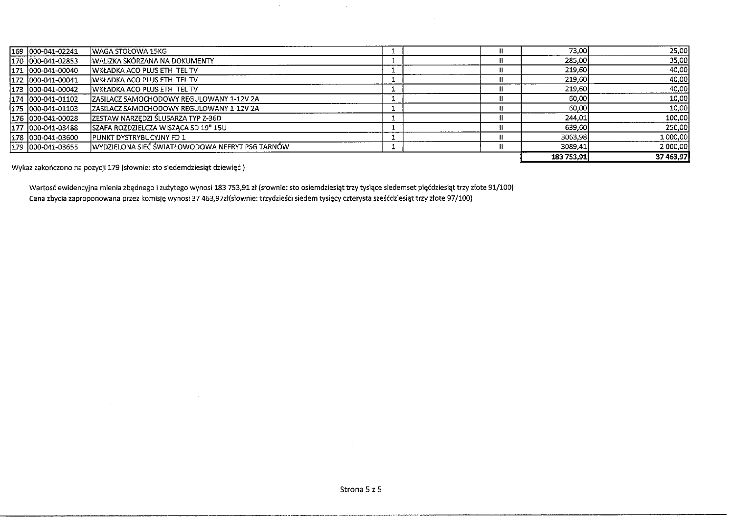| | | | | | | | |
|---|---|---|---|---|---|---|---|
| 169 | 000-041-02241 | WAGA STOŁOWA 15KG | 1 | | II | 73,00 | 25,00 |
| 170 | 000-041-02853 | WALIZKA SKÓRZANA NA DOKUMENTY | 1 | | II | 285,00 | 35,00 |
| 171 | 000-041-00040 | WKŁADKA ACO PLUS ETH TEL TV | 1 | | II | 219,60 | 40,00 |
| 172 | 000-041-00041 | WKŁADKA ACO PLUS ETH TEL TV | 1 | | II | 219,60 | 40,00 |
| 173 | 000-041-00042 | WKŁADKA ACO PLUS ETH TEL TV | 1 | | II | 219,60 | 40,00 |
| 174 | 000-041-01102 | ZASILACZ SAMOCHODOWY REGULOWANY 1-12V 2A | 1 | | II | 60,00 | 10,00 |
| 175 | 000-041-01103 | ZASILACZ SAMOCHODOWY REGULOWANY 1-12V 2A | 1 | | II | 60,00 | 10,00 |
| 176 | 000-041-00028 | ZESTAW NARZĘDZI ŚLUSARZA TYP Z-36D | 1 | | II | 244,01 | 100,00 |
| 177 | 000-041-03488 | SZAFA ROZDZIELCZA WISZĄCA SD 19" 15U | 1 | | II | 639,60 | 250,00 |
| 178 | 000-041-03600 | PUNKT DYSTRYBUCYJNY FD 1 | 1 | | II | 3063,98 | 1 000,00 |
| 179 | 000-041-03655 | WYDZIELONA SIEĆ ŚWIATŁOWODOWA NEFRYT PSG TARNÓW | 1 | | II | 3089,41 | 2 000,00 |
| | | | | | | **183 753,91** | **37 463,97** |

Wykaz zakończono na pozycji 179 (słownie: sto siedemdziesiąt dziewięć )

Wartość ewidencyjna mienia zbędnego i zużytego wynosi 183 753,91 zł (słownie: sto osiemdziesiąt trzy tysiące siedemset pięćdziesiąt trzy złote 91/100)

Cena zbycia zaproponowana przez komisję wynosi 37 463,97zł(słownie: trzydzieści siedem tysięcy czterysta sześćdziesiąt trzy złote 97/100)